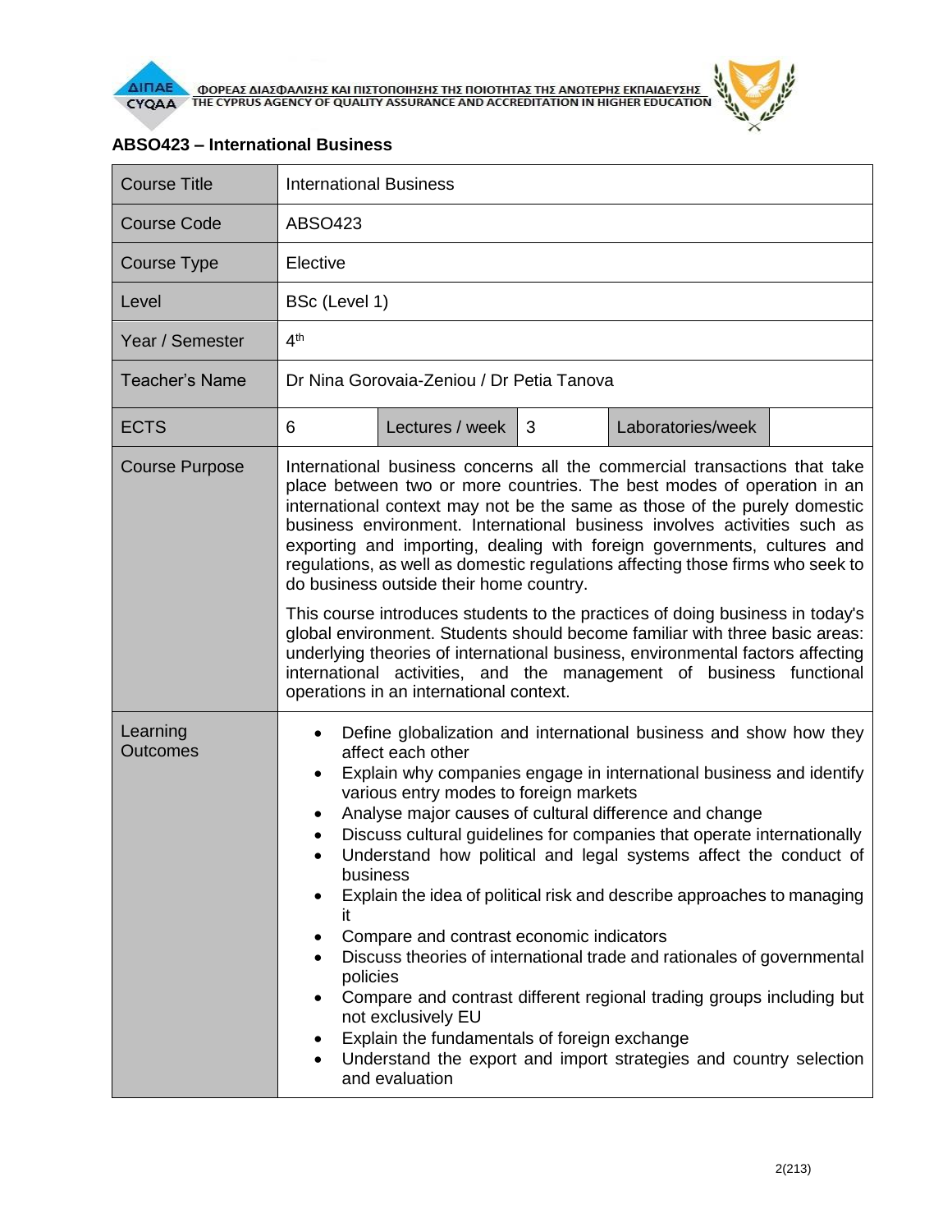## ABSO423 – International Business

| Course Title | International Business | | | | |
|---|---|---|---|---|---|
| Course Code | ABSO423 | | | | |
| Course Type | Elective | | | | |
| Level | BSc (Level 1) | | | | |
| Year / Semester | 4th | | | | |
| Teacher's Name | Dr Nina Gorovaia-Zeniou / Dr Petia Tanova | | | | |
| ECTS | 6 | Lectures / week | 3 | Laboratories/week | |
| Course Purpose | International business concerns all the commercial transactions that take place between two or more countries. The best modes of operation in an international context may not be the same as those of the purely domestic business environment. International business involves activities such as exporting and importing, dealing with foreign governments, cultures and regulations, as well as domestic regulations affecting those firms who seek to do business outside their home country.<br><br>This course introduces students to the practices of doing business in today's global environment. Students should become familiar with three basic areas: underlying theories of international business, environmental factors affecting international activities, and the management of business functional operations in an international context. | | | | |
| Learning Outcomes | • Define globalization and international business and show how they affect each other<br>• Explain why companies engage in international business and identify various entry modes to foreign markets<br>• Analyse major causes of cultural difference and change<br>• Discuss cultural guidelines for companies that operate internationally<br>• Understand how political and legal systems affect the conduct of business<br>• Explain the idea of political risk and describe approaches to managing it<br>• Compare and contrast economic indicators<br>• Discuss theories of international trade and rationales of governmental policies<br>• Compare and contrast different regional trading groups including but not exclusively EU<br>• Explain the fundamentals of foreign exchange<br>• Understand the export and import strategies and country selection and evaluation | | | | |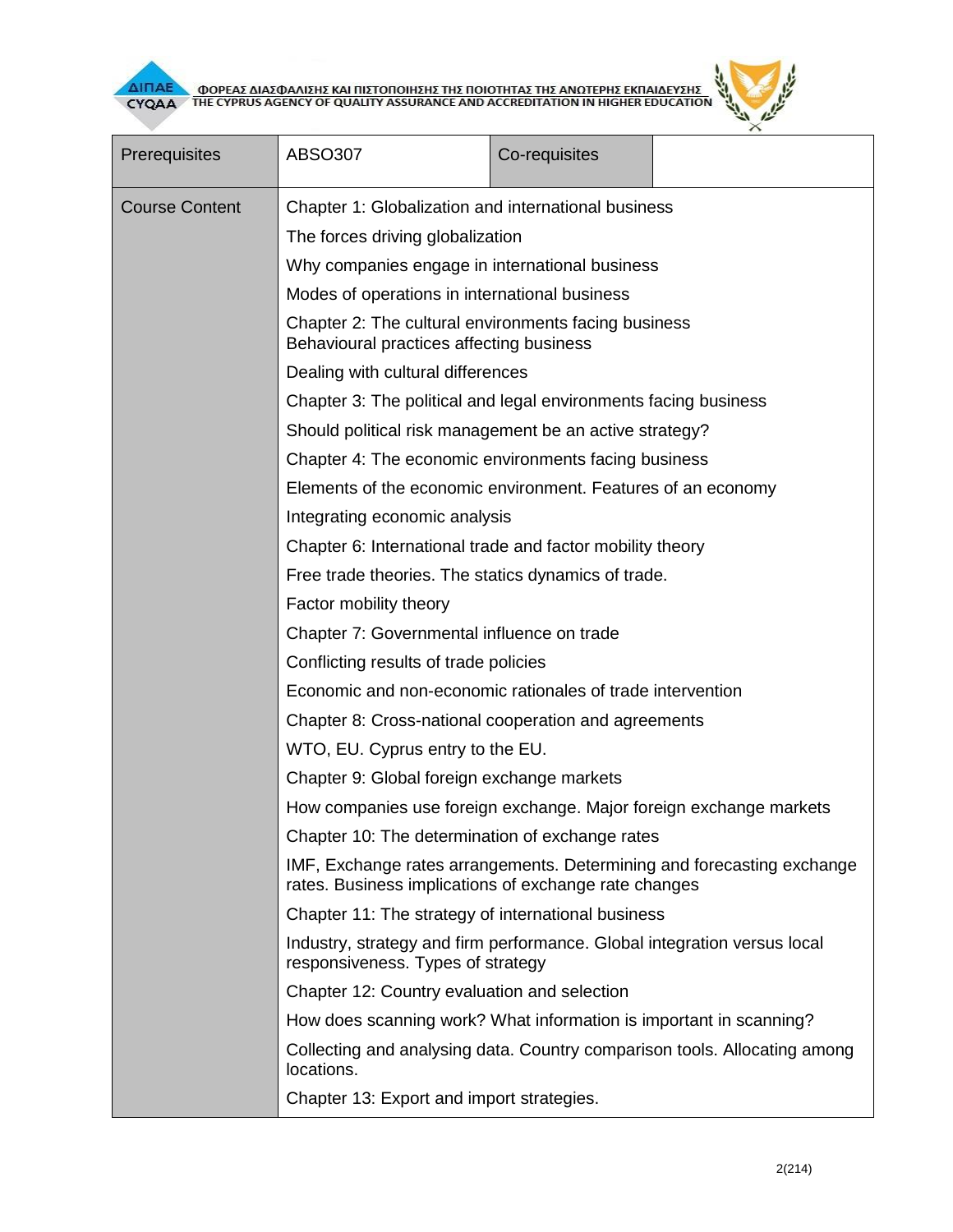| Prerequisites | ABSO307 | Co-requisites | |
|---|---|---|---|
| Course Content | Chapter 1: Globalization and international business<br>The forces driving globalization<br>Why companies engage in international business<br>Modes of operations in international business<br>Chapter 2: The cultural environments facing business<br>Behavioural practices affecting business<br>Dealing with cultural differences<br>Chapter 3: The political and legal environments facing business<br>Should political risk management be an active strategy?<br>Chapter 4: The economic environments facing business<br>Elements of the economic environment. Features of an economy<br>Integrating economic analysis<br>Chapter 6: International trade and factor mobility theory<br>Free trade theories. The statics dynamics of trade.<br>Factor mobility theory<br>Chapter 7: Governmental influence on trade<br>Conflicting results of trade policies<br>Economic and non-economic rationales of trade intervention<br>Chapter 8: Cross-national cooperation and agreements<br>WTO, EU. Cyprus entry to the EU.<br>Chapter 9: Global foreign exchange markets<br>How companies use foreign exchange. Major foreign exchange markets<br>Chapter 10: The determination of exchange rates<br>IMF, Exchange rates arrangements. Determining and forecasting exchange rates. Business implications of exchange rate changes<br>Chapter 11: The strategy of international business<br>Industry, strategy and firm performance. Global integration versus local responsiveness. Types of strategy<br>Chapter 12: Country evaluation and selection<br>How does scanning work? What information is important in scanning?<br>Collecting and analysing data. Country comparison tools. Allocating among locations.<br>Chapter 13: Export and import strategies. | | |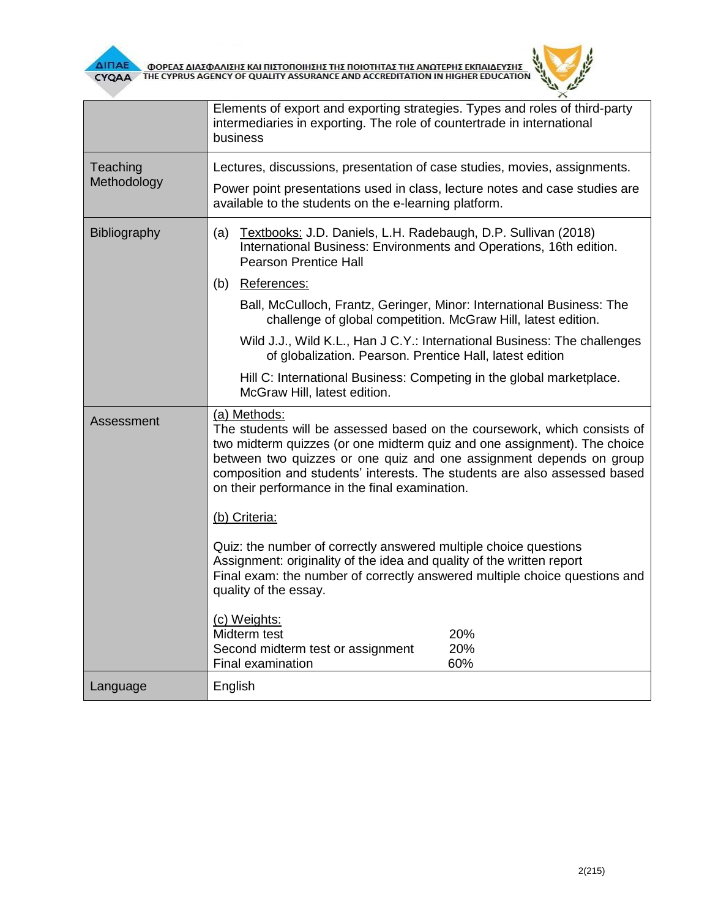| | |
|---|---|
| | Elements of export and exporting strategies. Types and roles of third-party intermediaries in exporting. The role of countertrade in international business |
| Teaching Methodology | Lectures, discussions, presentation of case studies, movies, assignments.<br><br>Power point presentations used in class, lecture notes and case studies are available to the students on the e-learning platform. |
| Bibliography | (a) Textbooks: J.D. Daniels, L.H. Radebaugh, D.P. Sullivan (2018) International Business: Environments and Operations, 16th edition. Pearson Prentice Hall<br><br>(b) References:<br><br>Ball, McCulloch, Frantz, Geringer, Minor: International Business: The challenge of global competition. McGraw Hill, latest edition.<br><br>Wild J.J., Wild K.L., Han J C.Y.: International Business: The challenges of globalization. Pearson. Prentice Hall, latest edition<br><br>Hill C: International Business: Competing in the global marketplace. McGraw Hill, latest edition. |
| Assessment | (a) Methods:<br>The students will be assessed based on the coursework, which consists of two midterm quizzes (or one midterm quiz and one assignment). The choice between two quizzes or one quiz and one assignment depends on group composition and students' interests. The students are also assessed based on their performance in the final examination.<br><br>(b) Criteria:<br><br>Quiz: the number of correctly answered multiple choice questions<br>Assignment: originality of the idea and quality of the written report<br>Final exam: the number of correctly answered multiple choice questions and quality of the essay.<br><br>(c) Weights:<br>Midterm test 20%<br>Second midterm test or assignment 20%<br>Final examination 60% |
| Language | English |